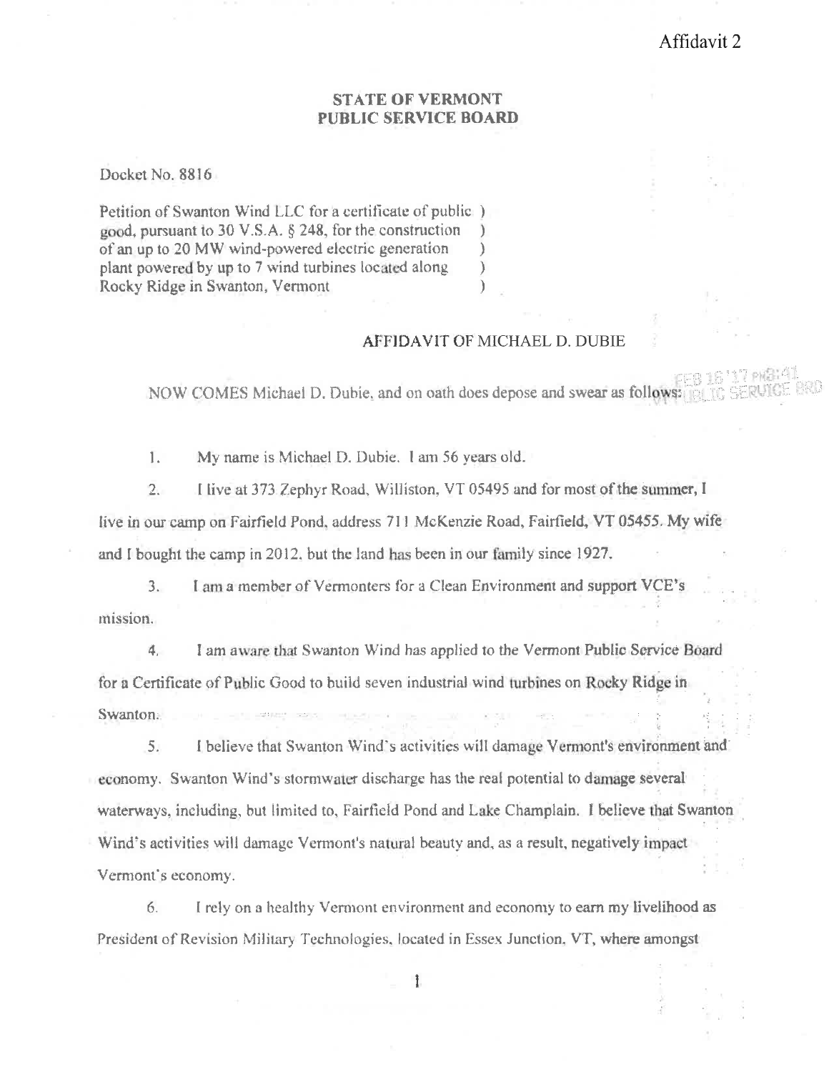Affidavit 2

**STATE OF VERMONT**
**PUBLIC SERVICE BOARD**

Docket No. 8816

Petition of Swanton Wind LLC for a certificate of public )
good, pursuant to 30 V.S.A. § 248, for the construction )
of an up to 20 MW wind-powered electric generation )
plant powered by up to 7 wind turbines located along )
Rocky Ridge in Swanton, Vermont )

AFFIDAVIT OF MICHAEL D. DUBIE

FEB 16 '17 PM3:41 PUBLIC SERVICE BRD

NOW COMES Michael D. Dubie, and on oath does depose and swear as follows:

1. My name is Michael D. Dubie. I am 56 years old.

2. I live at 373 Zephyr Road, Williston, VT 05495 and for most of the summer, I live in our camp on Fairfield Pond, address 711 McKenzie Road, Fairfield, VT 05455. My wife and I bought the camp in 2012, but the land has been in our family since 1927.

3. I am a member of Vermonters for a Clean Environment and support VCE's mission.

4. I am aware that Swanton Wind has applied to the Vermont Public Service Board for a Certificate of Public Good to build seven industrial wind turbines on Rocky Ridge in Swanton.

5. I believe that Swanton Wind's activities will damage Vermont's environment and economy. Swanton Wind's stormwater discharge has the real potential to damage several waterways, including, but limited to, Fairfield Pond and Lake Champlain. I believe that Swanton Wind's activities will damage Vermont's natural beauty and, as a result, negatively impact Vermont's economy.

6. I rely on a healthy Vermont environment and economy to earn my livelihood as President of Revision Military Technologies, located in Essex Junction, VT, where amongst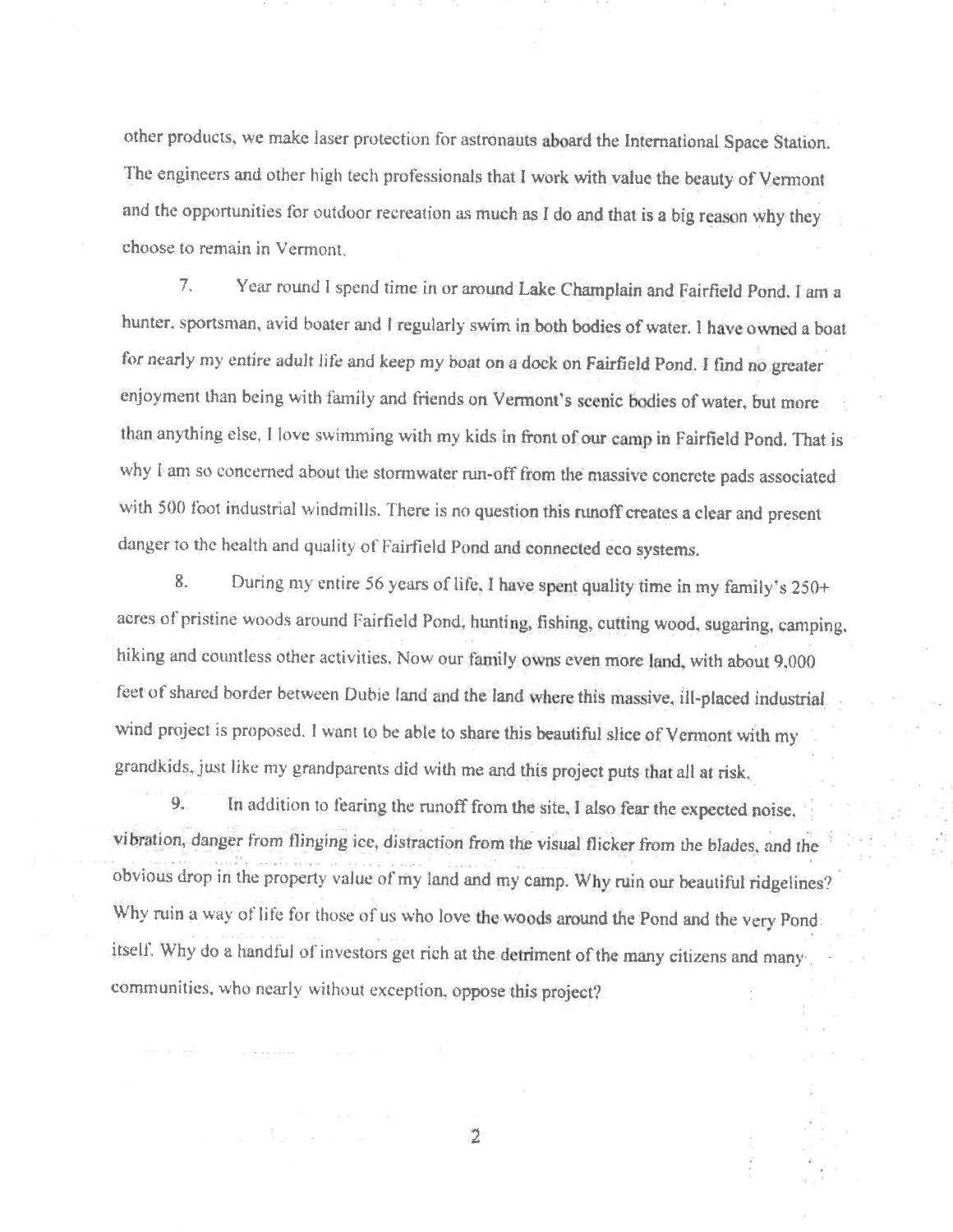other products, we make laser protection for astronauts aboard the International Space Station. The engineers and other high tech professionals that I work with value the beauty of Vermont and the opportunities for outdoor recreation as much as I do and that is a big reason why they choose to remain in Vermont.

7. Year round I spend time in or around Lake Champlain and Fairfield Pond. I am a hunter, sportsman, avid boater and I regularly swim in both bodies of water. I have owned a boat for nearly my entire adult life and keep my boat on a dock on Fairfield Pond. I find no greater enjoyment than being with family and friends on Vermont's scenic bodies of water, but more than anything else, I love swimming with my kids in front of our camp in Fairfield Pond. That is why I am so concerned about the stormwater run-off from the massive concrete pads associated with 500 foot industrial windmills. There is no question this runoff creates a clear and present danger to the health and quality of Fairfield Pond and connected eco systems.

8. During my entire 56 years of life, I have spent quality time in my family's 250+ acres of pristine woods around Fairfield Pond, hunting, fishing, cutting wood, sugaring, camping, hiking and countless other activities. Now our family owns even more land, with about 9,000 feet of shared border between Dubie land and the land where this massive, ill-placed industrial wind project is proposed. I want to be able to share this beautiful slice of Vermont with my grandkids, just like my grandparents did with me and this project puts that all at risk.

9. In addition to fearing the runoff from the site, I also fear the expected noise, vibration, danger from flinging ice, distraction from the visual flicker from the blades, and the obvious drop in the property value of my land and my camp. Why ruin our beautiful ridgelines? Why ruin a way of life for those of us who love the woods around the Pond and the very Pond itself. Why do a handful of investors get rich at the detriment of the many citizens and many communities, who nearly without exception, oppose this project?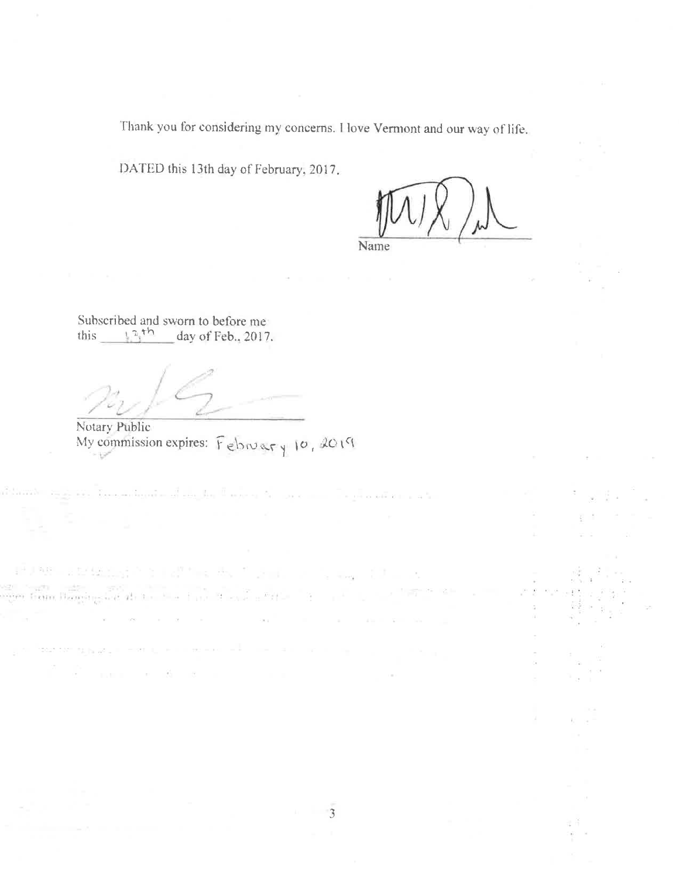Thank you for considering my concerns. I love Vermont and our way of life.

DATED this 13th day of February, 2017.

Name

Subscribed and sworn to before me
this 13th day of Feb., 2017.

Notary Public
My commission expires: February 10, 2019